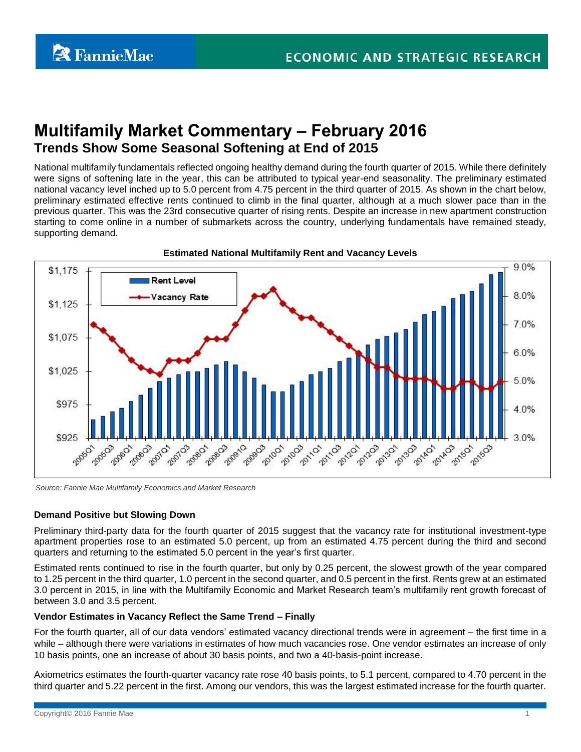# Multifamily Market Commentary – February 2016

## Trends Show Some Seasonal Softening at End of 2015

National multifamily fundamentals reflected ongoing healthy demand during the fourth quarter of 2015. While there definitely were signs of softening late in the year, this can be attributed to typical year-end seasonality. The preliminary estimated national vacancy level inched up to 5.0 percent from 4.75 percent in the third quarter of 2015. As shown in the chart below, preliminary estimated effective rents continued to climb in the final quarter, although at a much slower pace than in the previous quarter. This was the 23rd consecutive quarter of rising rents. Despite an increase in new apartment construction starting to come online in a number of submarkets across the country, underlying fundamentals have remained steady, supporting demand.

**Estimated National Multifamily Rent and Vacancy Levels**

Rent Level
Vacancy Rate

$1,175
$1,125
$1,075
$1,025
$975
$925

9.0%
8.0%
7.0%
6.0%
5.0%
4.0%
3.0%

2005Q1 2005Q3 2006Q1 2006Q3 2007Q1 2007Q3 2008Q1 2008Q3 20091Q 2009Q3 2010Q1 2010Q3 2011Q1 2011Q3 2012Q1 2012Q3 2013Q1 2013Q3 2014Q1 2014Q3 2015Q1 2015Q3

*Source: Fannie Mae Multifamily Economics and Market Research*

### Demand Positive but Slowing Down

Preliminary third-party data for the fourth quarter of 2015 suggest that the vacancy rate for institutional investment-type apartment properties rose to an estimated 5.0 percent, up from an estimated 4.75 percent during the third and second quarters and returning to the estimated 5.0 percent in the year's first quarter.

Estimated rents continued to rise in the fourth quarter, but only by 0.25 percent, the slowest growth of the year compared to 1.25 percent in the third quarter, 1.0 percent in the second quarter, and 0.5 percent in the first. Rents grew at an estimated 3.0 percent in 2015, in line with the Multifamily Economic and Market Research team's multifamily rent growth forecast of between 3.0 and 3.5 percent.

### Vendor Estimates in Vacancy Reflect the Same Trend – Finally

For the fourth quarter, all of our data vendors' estimated vacancy directional trends were in agreement – the first time in a while – although there were variations in estimates of how much vacancies rose. One vendor estimates an increase of only 10 basis points, one an increase of about 30 basis points, and two a 40-basis-point increase.

Axiometrics estimates the fourth-quarter vacancy rate rose 40 basis points, to 5.1 percent, compared to 4.70 percent in the third quarter and 5.22 percent in the first. Among our vendors, this was the largest estimated increase for the fourth quarter.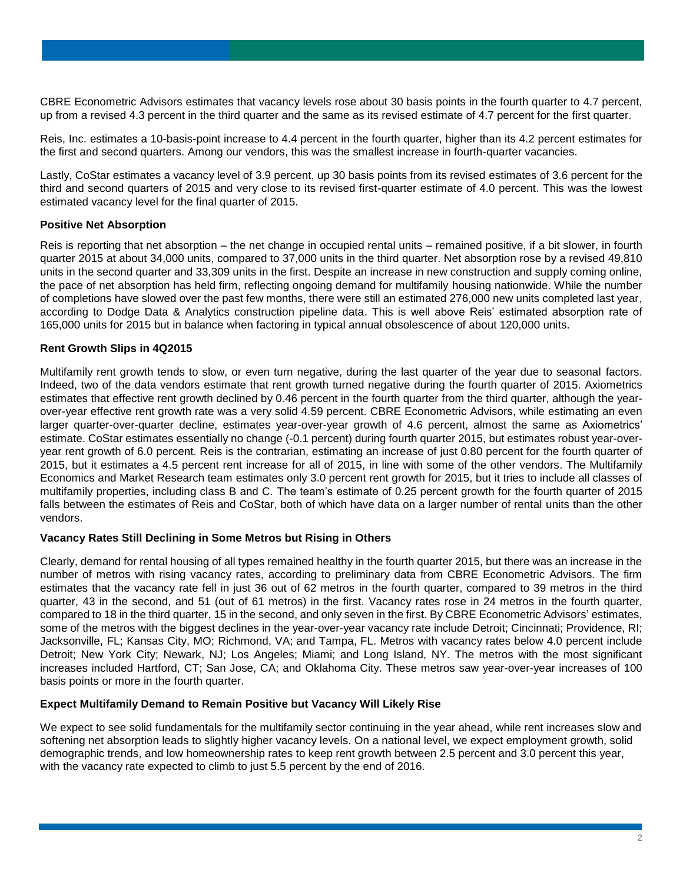CBRE Econometric Advisors estimates that vacancy levels rose about 30 basis points in the fourth quarter to 4.7 percent, up from a revised 4.3 percent in the third quarter and the same as its revised estimate of 4.7 percent for the first quarter.

Reis, Inc. estimates a 10-basis-point increase to 4.4 percent in the fourth quarter, higher than its 4.2 percent estimates for the first and second quarters. Among our vendors, this was the smallest increase in fourth-quarter vacancies.

Lastly, CoStar estimates a vacancy level of 3.9 percent, up 30 basis points from its revised estimates of 3.6 percent for the third and second quarters of 2015 and very close to its revised first-quarter estimate of 4.0 percent. This was the lowest estimated vacancy level for the final quarter of 2015.

**Positive Net Absorption**

Reis is reporting that net absorption – the net change in occupied rental units – remained positive, if a bit slower, in fourth quarter 2015 at about 34,000 units, compared to 37,000 units in the third quarter. Net absorption rose by a revised 49,810 units in the second quarter and 33,309 units in the first. Despite an increase in new construction and supply coming online, the pace of net absorption has held firm, reflecting ongoing demand for multifamily housing nationwide. While the number of completions have slowed over the past few months, there were still an estimated 276,000 new units completed last year, according to Dodge Data & Analytics construction pipeline data. This is well above Reis' estimated absorption rate of 165,000 units for 2015 but in balance when factoring in typical annual obsolescence of about 120,000 units.

**Rent Growth Slips in 4Q2015**

Multifamily rent growth tends to slow, or even turn negative, during the last quarter of the year due to seasonal factors. Indeed, two of the data vendors estimate that rent growth turned negative during the fourth quarter of 2015. Axiometrics estimates that effective rent growth declined by 0.46 percent in the fourth quarter from the third quarter, although the year-over-year effective rent growth rate was a very solid 4.59 percent. CBRE Econometric Advisors, while estimating an even larger quarter-over-quarter decline, estimates year-over-year growth of 4.6 percent, almost the same as Axiometrics' estimate. CoStar estimates essentially no change (-0.1 percent) during fourth quarter 2015, but estimates robust year-over-year rent growth of 6.0 percent. Reis is the contrarian, estimating an increase of just 0.80 percent for the fourth quarter of 2015, but it estimates a 4.5 percent rent increase for all of 2015, in line with some of the other vendors. The Multifamily Economics and Market Research team estimates only 3.0 percent rent growth for 2015, but it tries to include all classes of multifamily properties, including class B and C. The team's estimate of 0.25 percent growth for the fourth quarter of 2015 falls between the estimates of Reis and CoStar, both of which have data on a larger number of rental units than the other vendors.

**Vacancy Rates Still Declining in Some Metros but Rising in Others**

Clearly, demand for rental housing of all types remained healthy in the fourth quarter 2015, but there was an increase in the number of metros with rising vacancy rates, according to preliminary data from CBRE Econometric Advisors. The firm estimates that the vacancy rate fell in just 36 out of 62 metros in the fourth quarter, compared to 39 metros in the third quarter, 43 in the second, and 51 (out of 61 metros) in the first. Vacancy rates rose in 24 metros in the fourth quarter, compared to 18 in the third quarter, 15 in the second, and only seven in the first. By CBRE Econometric Advisors' estimates, some of the metros with the biggest declines in the year-over-year vacancy rate include Detroit; Cincinnati; Providence, RI; Jacksonville, FL; Kansas City, MO; Richmond, VA; and Tampa, FL. Metros with vacancy rates below 4.0 percent include Detroit; New York City; Newark, NJ; Los Angeles; Miami; and Long Island, NY. The metros with the most significant increases included Hartford, CT; San Jose, CA; and Oklahoma City. These metros saw year-over-year increases of 100 basis points or more in the fourth quarter.

**Expect Multifamily Demand to Remain Positive but Vacancy Will Likely Rise**

We expect to see solid fundamentals for the multifamily sector continuing in the year ahead, while rent increases slow and softening net absorption leads to slightly higher vacancy levels. On a national level, we expect employment growth, solid demographic trends, and low homeownership rates to keep rent growth between 2.5 percent and 3.0 percent this year, with the vacancy rate expected to climb to just 5.5 percent by the end of 2016.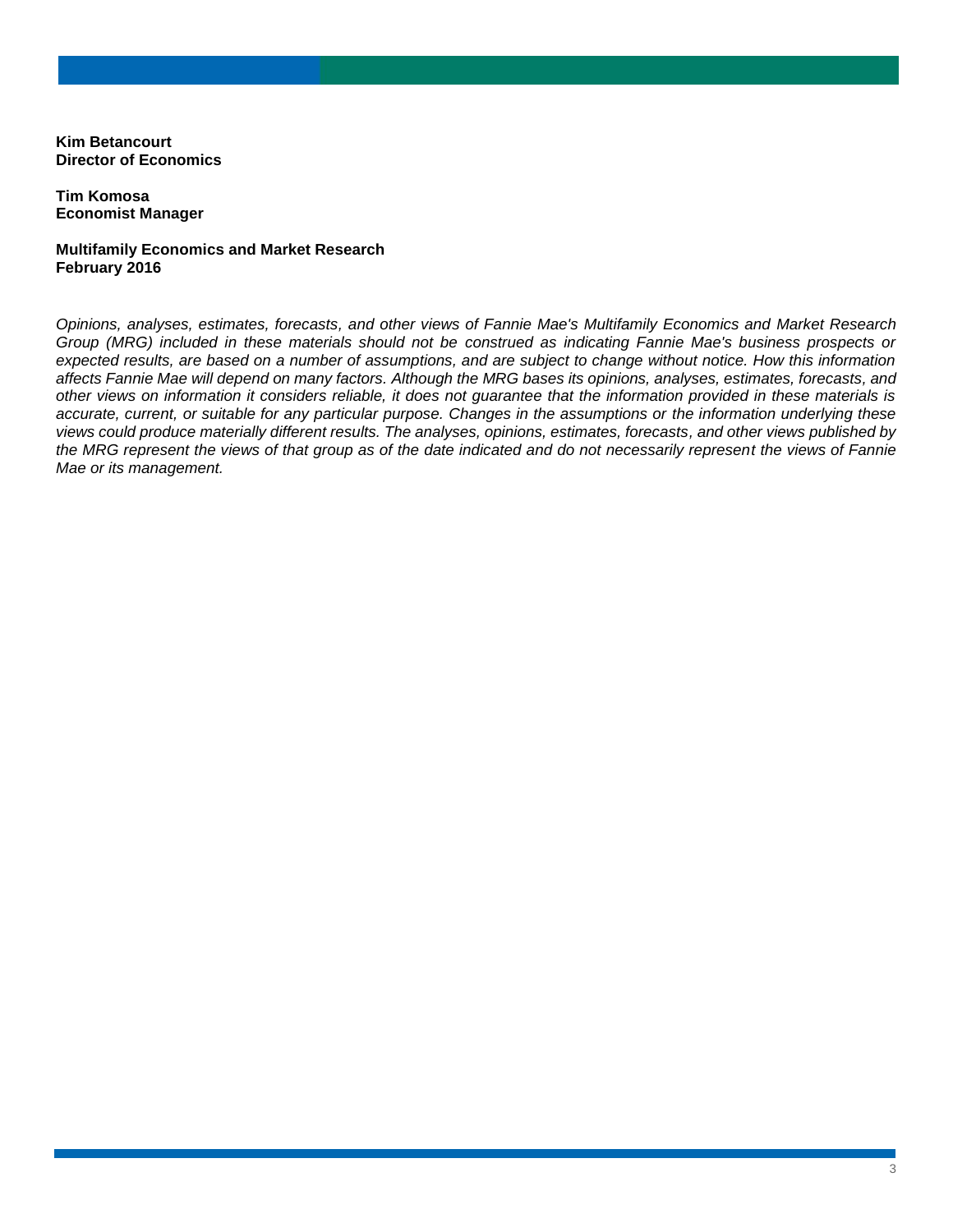**Kim Betancourt**
**Director of Economics**

**Tim Komosa**
**Economist Manager**

**Multifamily Economics and Market Research**
**February 2016**

*Opinions, analyses, estimates, forecasts, and other views of Fannie Mae's Multifamily Economics and Market Research Group (MRG) included in these materials should not be construed as indicating Fannie Mae's business prospects or expected results, are based on a number of assumptions, and are subject to change without notice. How this information affects Fannie Mae will depend on many factors. Although the MRG bases its opinions, analyses, estimates, forecasts, and other views on information it considers reliable, it does not guarantee that the information provided in these materials is accurate, current, or suitable for any particular purpose. Changes in the assumptions or the information underlying these views could produce materially different results. The analyses, opinions, estimates, forecasts, and other views published by the MRG represent the views of that group as of the date indicated and do not necessarily represent the views of Fannie Mae or its management.*